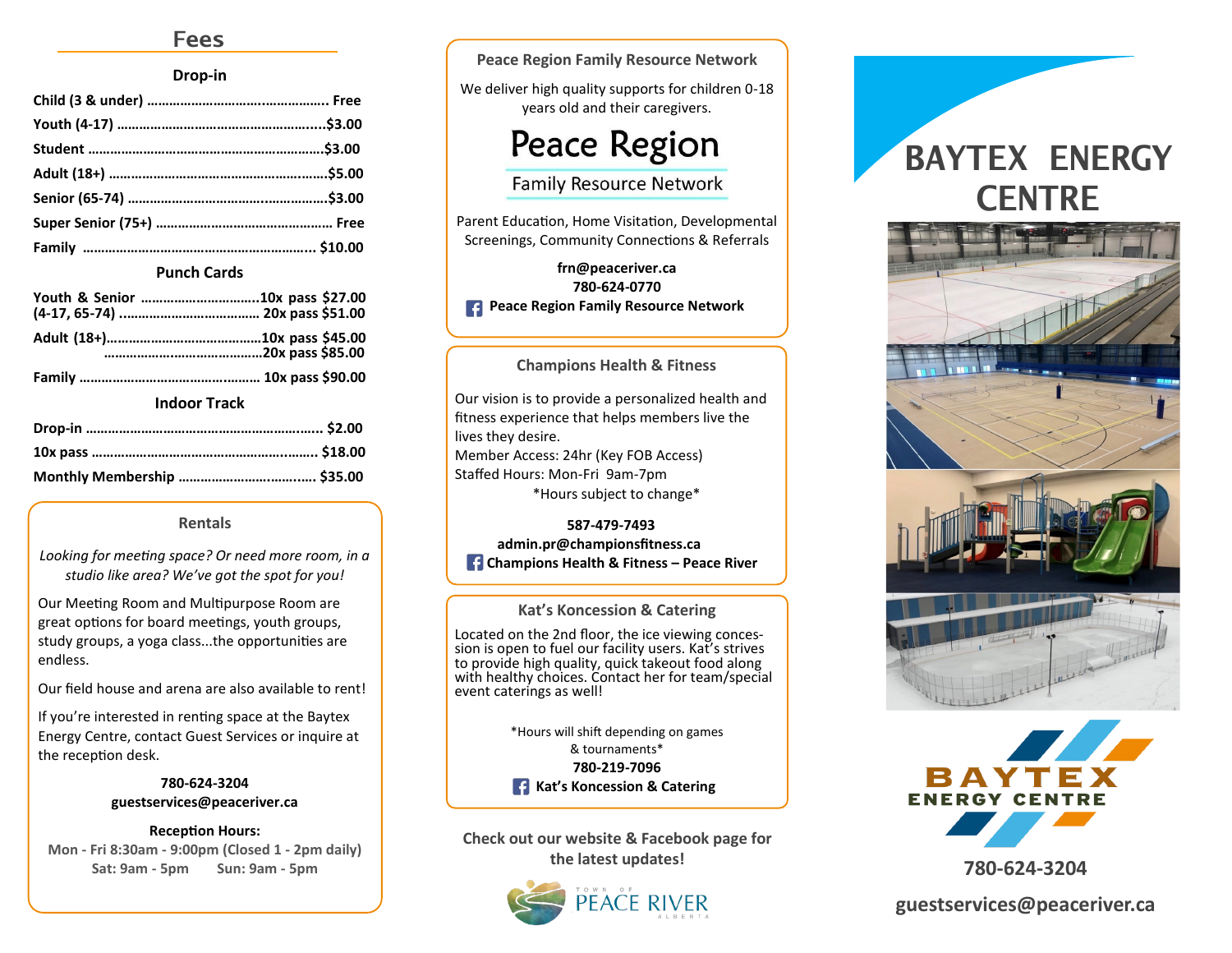## Fees

### Drop-in

| | |
|---|---|
| Child (3 & under) | Free |
| Youth (4-17) | $3.00 |
| Student | $3.00 |
| Adult (18+) | $5.00 |
| Senior (65-74) | $3.00 |
| Super Senior (75+) | Free |
| Family | $10.00 |

### Punch Cards

| | | |
|---|---|---|
| Youth & Senior (4-17, 65-74) | 10x pass | $27.00 |
| | 20x pass | $51.00 |
| Adult (18+) | 10x pass | $45.00 |
| | 20x pass | $85.00 |
| Family | 10x pass | $90.00 |

### Indoor Track

| | |
|---|---|
| Drop-in | $2.00 |
| 10x pass | $18.00 |
| Monthly Membership | $35.00 |

### Rentals

*Looking for meeting space? Or need more room, in a studio like area? We've got the spot for you!*

Our Meeting Room and Multipurpose Room are great options for board meetings, youth groups, study groups, a yoga class...the opportunities are endless.

Our field house and arena are also available to rent!

If you're interested in renting space at the Baytex Energy Centre, contact Guest Services or inquire at the reception desk.

**780-624-3204**
**guestservices@peaceriver.ca**

**Reception Hours:**
Mon - Fri 8:30am - 9:00pm (Closed 1 - 2pm daily)
Sat: 9am - 5pm Sun: 9am - 5pm

### Peace Region Family Resource Network

We deliver high quality supports for children 0-18 years old and their caregivers.

Peace Region
Family Resource Network

Parent Education, Home Visitation, Developmental Screenings, Community Connections & Referrals

**frn@peaceriver.ca**
**780-624-0770**
**Peace Region Family Resource Network**

### Champions Health & Fitness

Our vision is to provide a personalized health and fitness experience that helps members live the lives they desire.
Member Access: 24hr (Key FOB Access)
Staffed Hours: Mon-Fri 9am-7pm
*Hours subject to change*

**587-479-7493**
**admin.pr@championsfitness.ca**
**Champions Health & Fitness – Peace River**

### Kat's Koncession & Catering

Located on the 2nd floor, the ice viewing concession is open to fuel our facility users. Kat's strives to provide high quality, quick takeout food along with healthy choices. Contact her for team/special event caterings as well!

*Hours will shift depending on games & tournaments*
**780-219-7096**
**Kat's Koncession & Catering**

**Check out our website & Facebook page for the latest updates!**

Town of Peace River Alberta

# BAYTEX ENERGY CENTRE

BAYTEX ENERGY CENTRE

**780-624-3204**

**guestservices@peaceriver.ca**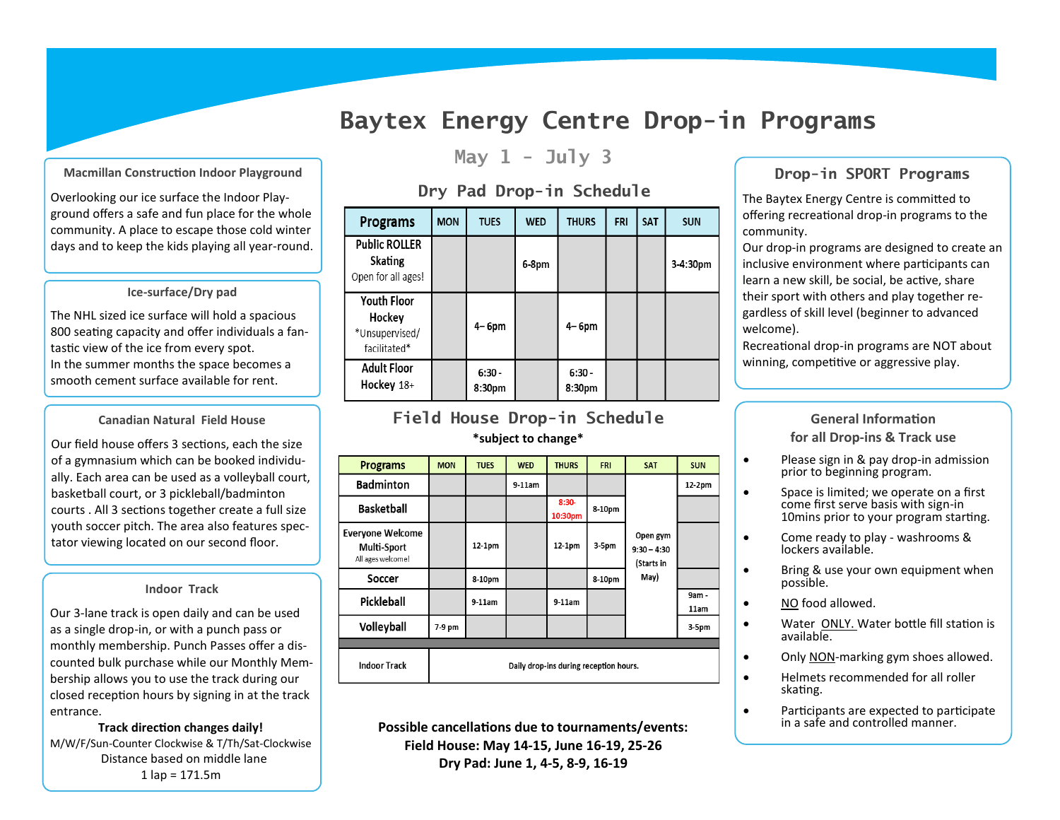# Baytex Energy Centre Drop-in Programs

## May 1 - July 3

### Macmillan Construction Indoor Playground

Overlooking our ice surface the Indoor Playground offers a safe and fun place for the whole community. A place to escape those cold winter days and to keep the kids playing all year-round.

### Ice-surface/Dry pad

The NHL sized ice surface will hold a spacious 800 seating capacity and offer individuals a fantastic view of the ice from every spot.
In the summer months the space becomes a smooth cement surface available for rent.

### Canadian Natural Field House

Our field house offers 3 sections, each the size of a gymnasium which can be booked individually. Each area can be used as a volleyball court, basketball court, or 3 pickleball/badminton courts . All 3 sections together create a full size youth soccer pitch. The area also features spectator viewing located on our second floor.

### Indoor Track

Our 3-lane track is open daily and can be used as a single drop-in, or with a punch pass or monthly membership. Punch Passes offer a discounted bulk purchase while our Monthly Membership allows you to use the track during our closed reception hours by signing in at the track entrance.

**Track direction changes daily!**
M/W/F/Sun-Counter Clockwise & T/Th/Sat-Clockwise
Distance based on middle lane
1 lap = 171.5m

### Dry Pad Drop-in Schedule

| Programs | MON | TUES | WED | THURS | FRI | SAT | SUN |
|---|---|---|---|---|---|---|---|
| Public ROLLER Skating Open for all ages! | | | 6-8pm | | | | 3-4:30pm |
| Youth Floor Hockey *Unsupervised/ facilitated* | | 4– 6pm | | 4– 6pm | | | |
| Adult Floor Hockey 18+ | | 6:30 - 8:30pm | | 6:30 - 8:30pm | | | |

### Field House Drop-in Schedule

**\*subject to change\***

| Programs | MON | TUES | WED | THURS | FRI | SAT | SUN |
|---|---|---|---|---|---|---|---|
| Badminton | | | 9-11am | | | Open gym 9:30 – 4:30 (Starts in May) | 12-2pm |
| Basketball | | | | 8:30-10:30pm | 8-10pm | | |
| Everyone Welcome Multi-Sport All ages welcome! | | 12-1pm | | 12-1pm | 3-5pm | | |
| Soccer | | 8-10pm | | | 8-10pm | | |
| Pickleball | | 9-11am | | 9-11am | | | 9am - 11am |
| Volleyball | 7-9 pm | | | | | | 3-5pm |
| Indoor Track | Daily drop-ins during reception hours. | | | | | | |

**Possible cancellations due to tournaments/events:**
**Field House: May 14-15, June 16-19, 25-26**
**Dry Pad: June 1, 4-5, 8-9, 16-19**

### Drop-in SPORT Programs

The Baytex Energy Centre is committed to offering recreational drop-in programs to the community.
Our drop-in programs are designed to create an inclusive environment where participants can learn a new skill, be social, be active, share their sport with others and play together regardless of skill level (beginner to advanced welcome).
Recreational drop-in programs are NOT about winning, competitive or aggressive play.

### General Information for all Drop-ins & Track use

- Please sign in & pay drop-in admission prior to beginning program.
- Space is limited; we operate on a first come first serve basis with sign-in 10mins prior to your program starting.
- Come ready to play - washrooms & lockers available.
- Bring & use your own equipment when possible.
- NO food allowed.
- Water ONLY. Water bottle fill station is available.
- Only NON-marking gym shoes allowed.
- Helmets recommended for all roller skating.
- Participants are expected to participate in a safe and controlled manner.